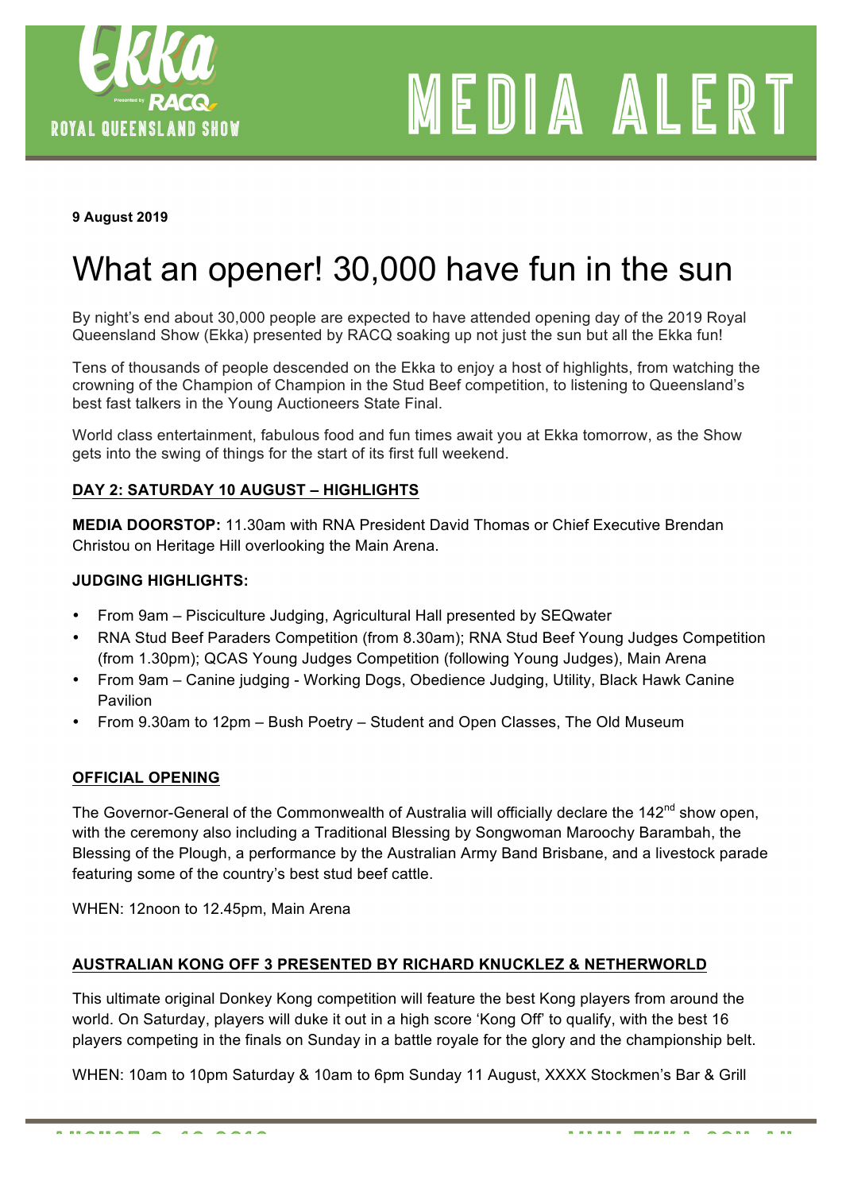**9 August 2019**

# What an opener! 30,000 have fun in the sun

By night's end about 30,000 people are expected to have attended opening day of the 2019 Royal Queensland Show (Ekka) presented by RACQ soaking up not just the sun but all the Ekka fun!

Tens of thousands of people descended on the Ekka to enjoy a host of highlights, from watching the crowning of the Champion of Champion in the Stud Beef competition, to listening to Queensland's best fast talkers in the Young Auctioneers State Final.

World class entertainment, fabulous food and fun times await you at Ekka tomorrow, as the Show gets into the swing of things for the start of its first full weekend.

## DAY 2: SATURDAY 10 AUGUST – HIGHLIGHTS

**MEDIA DOORSTOP:** 11.30am with RNA President David Thomas or Chief Executive Brendan Christou on Heritage Hill overlooking the Main Arena.

**JUDGING HIGHLIGHTS:**

- From 9am – Pisciculture Judging, Agricultural Hall presented by SEQwater
- RNA Stud Beef Paraders Competition (from 8.30am); RNA Stud Beef Young Judges Competition (from 1.30pm); QCAS Young Judges Competition (following Young Judges), Main Arena
- From 9am – Canine judging - Working Dogs, Obedience Judging, Utility, Black Hawk Canine Pavilion
- From 9.30am to 12pm – Bush Poetry – Student and Open Classes, The Old Museum

## OFFICIAL OPENING

The Governor-General of the Commonwealth of Australia will officially declare the 142nd show open, with the ceremony also including a Traditional Blessing by Songwoman Maroochy Barambah, the Blessing of the Plough, a performance by the Australian Army Band Brisbane, and a livestock parade featuring some of the country's best stud beef cattle.

WHEN: 12noon to 12.45pm, Main Arena

## AUSTRALIAN KONG OFF 3 PRESENTED BY RICHARD KNUCKLEZ & NETHERWORLD

This ultimate original Donkey Kong competition will feature the best Kong players from around the world. On Saturday, players will duke it out in a high score 'Kong Off' to qualify, with the best 16 players competing in the finals on Sunday in a battle royale for the glory and the championship belt.

WHEN: 10am to 10pm Saturday & 10am to 6pm Sunday 11 August, XXXX Stockmen's Bar & Grill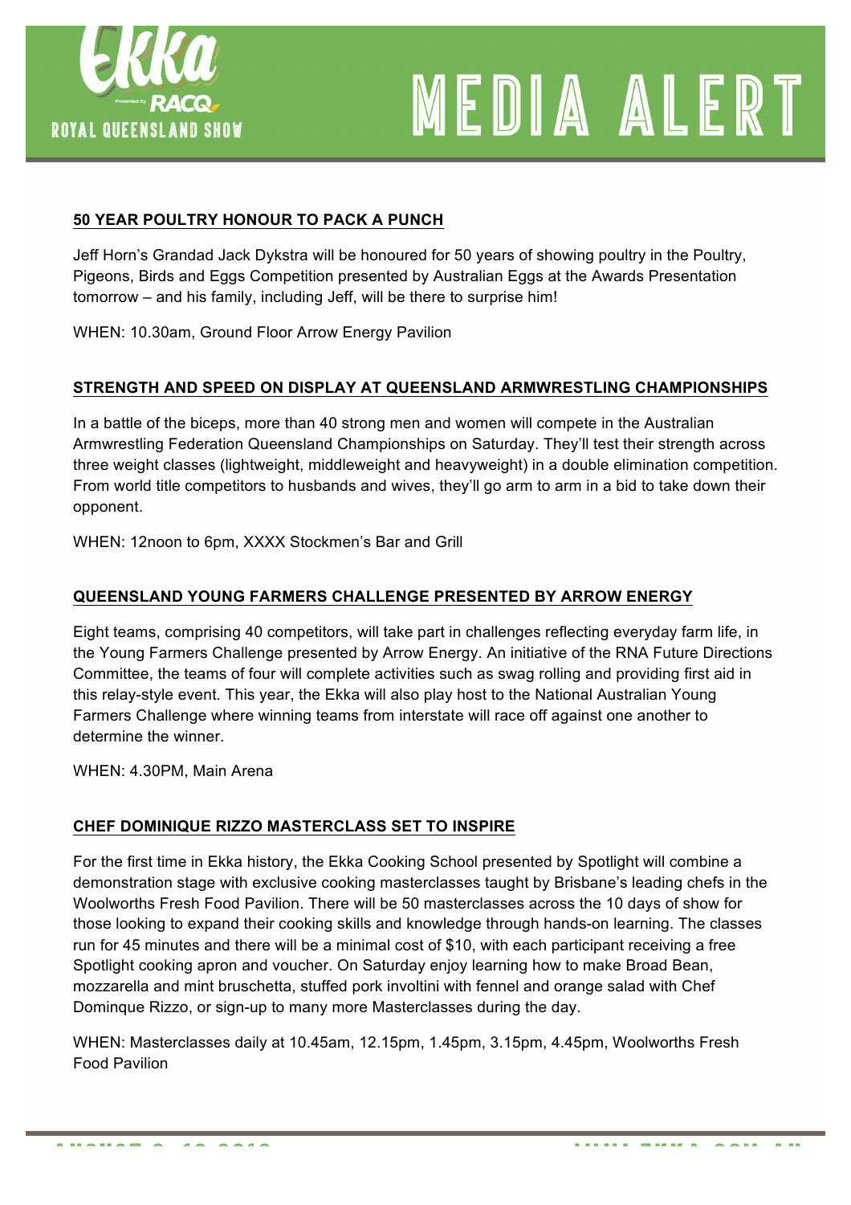## 50 YEAR POULTRY HONOUR TO PACK A PUNCH

Jeff Horn's Grandad Jack Dykstra will be honoured for 50 years of showing poultry in the Poultry, Pigeons, Birds and Eggs Competition presented by Australian Eggs at the Awards Presentation tomorrow – and his family, including Jeff, will be there to surprise him!

WHEN: 10.30am, Ground Floor Arrow Energy Pavilion

## STRENGTH AND SPEED ON DISPLAY AT QUEENSLAND ARMWRESTLING CHAMPIONSHIPS

In a battle of the biceps, more than 40 strong men and women will compete in the Australian Armwrestling Federation Queensland Championships on Saturday. They'll test their strength across three weight classes (lightweight, middleweight and heavyweight) in a double elimination competition. From world title competitors to husbands and wives, they'll go arm to arm in a bid to take down their opponent.

WHEN: 12noon to 6pm, XXXX Stockmen's Bar and Grill

## QUEENSLAND YOUNG FARMERS CHALLENGE PRESENTED BY ARROW ENERGY

Eight teams, comprising 40 competitors, will take part in challenges reflecting everyday farm life, in the Young Farmers Challenge presented by Arrow Energy. An initiative of the RNA Future Directions Committee, the teams of four will complete activities such as swag rolling and providing first aid in this relay-style event. This year, the Ekka will also play host to the National Australian Young Farmers Challenge where winning teams from interstate will race off against one another to determine the winner.

WHEN: 4.30PM, Main Arena

## CHEF DOMINIQUE RIZZO MASTERCLASS SET TO INSPIRE

For the first time in Ekka history, the Ekka Cooking School presented by Spotlight will combine a demonstration stage with exclusive cooking masterclasses taught by Brisbane's leading chefs in the Woolworths Fresh Food Pavilion. There will be 50 masterclasses across the 10 days of show for those looking to expand their cooking skills and knowledge through hands-on learning. The classes run for 45 minutes and there will be a minimal cost of $10, with each participant receiving a free Spotlight cooking apron and voucher. On Saturday enjoy learning how to make Broad Bean, mozzarella and mint bruschetta, stuffed pork involtini with fennel and orange salad with Chef Dominque Rizzo, or sign-up to many more Masterclasses during the day.

WHEN: Masterclasses daily at 10.45am, 12.15pm, 1.45pm, 3.15pm, 4.45pm, Woolworths Fresh Food Pavilion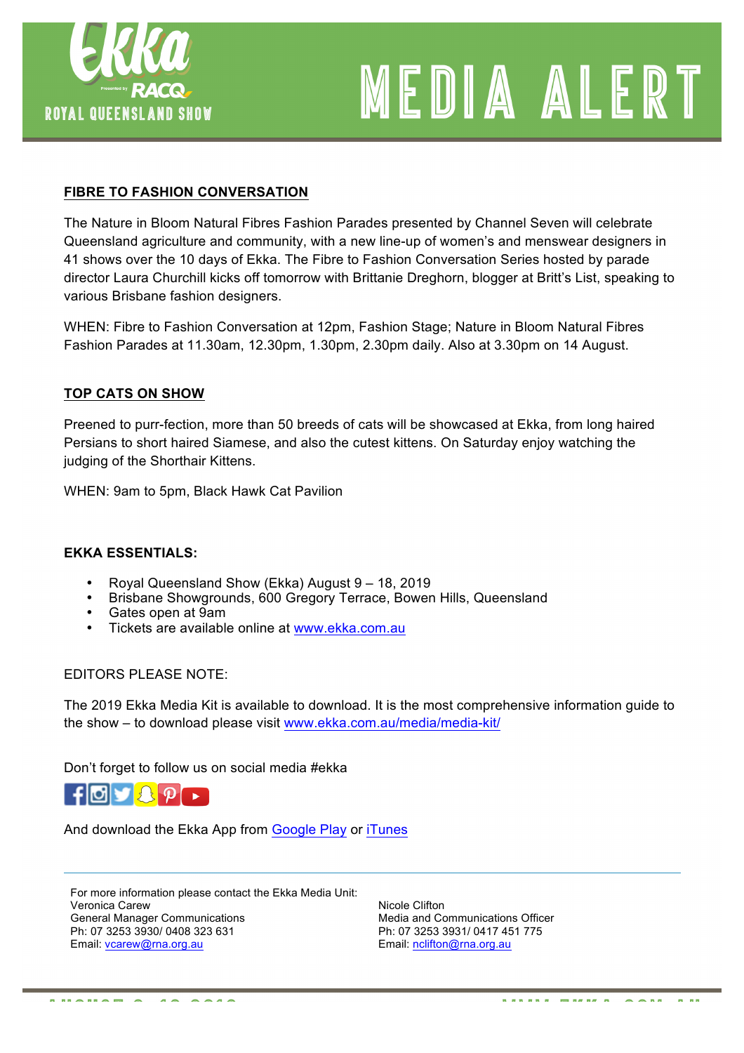## FIBRE TO FASHION CONVERSATION

The Nature in Bloom Natural Fibres Fashion Parades presented by Channel Seven will celebrate Queensland agriculture and community, with a new line-up of women's and menswear designers in 41 shows over the 10 days of Ekka. The Fibre to Fashion Conversation Series hosted by parade director Laura Churchill kicks off tomorrow with Brittanie Dreghorn, blogger at Britt's List, speaking to various Brisbane fashion designers.

WHEN: Fibre to Fashion Conversation at 12pm, Fashion Stage; Nature in Bloom Natural Fibres Fashion Parades at 11.30am, 12.30pm, 1.30pm, 2.30pm daily. Also at 3.30pm on 14 August.

## TOP CATS ON SHOW

Preened to purr-fection, more than 50 breeds of cats will be showcased at Ekka, from long haired Persians to short haired Siamese, and also the cutest kittens. On Saturday enjoy watching the judging of the Shorthair Kittens.

WHEN: 9am to 5pm, Black Hawk Cat Pavilion

**EKKA ESSENTIALS:**

- Royal Queensland Show (Ekka) August 9 – 18, 2019
- Brisbane Showgrounds, 600 Gregory Terrace, Bowen Hills, Queensland
- Gates open at 9am
- Tickets are available online at www.ekka.com.au

EDITORS PLEASE NOTE:

The 2019 Ekka Media Kit is available to download. It is the most comprehensive information guide to the show – to download please visit www.ekka.com.au/media/media-kit/

Don't forget to follow us on social media #ekka

And download the Ekka App from Google Play or iTunes

For more information please contact the Ekka Media Unit:

Veronica Carew
General Manager Communications
Ph: 07 3253 3930/ 0408 323 631
Email: vcarew@rna.org.au

Nicole Clifton
Media and Communications Officer
Ph: 07 3253 3931/ 0417 451 775
Email: nclifton@rna.org.au